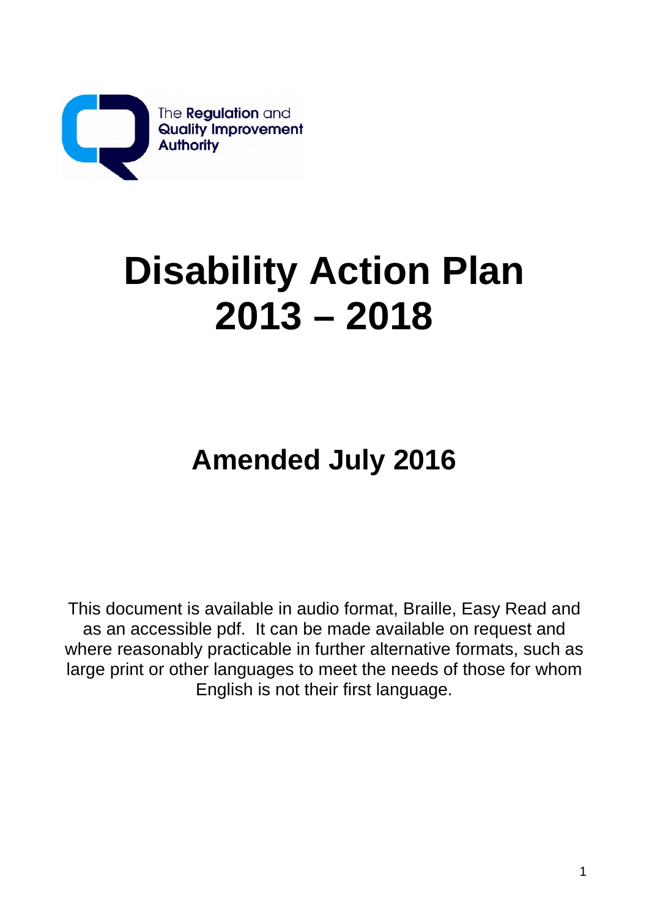The Regulation and Quality Improvement Authority

# Disability Action Plan 2013 – 2018

## Amended July 2016

This document is available in audio format, Braille, Easy Read and as an accessible pdf. It can be made available on request and where reasonably practicable in further alternative formats, such as large print or other languages to meet the needs of those for whom English is not their first language.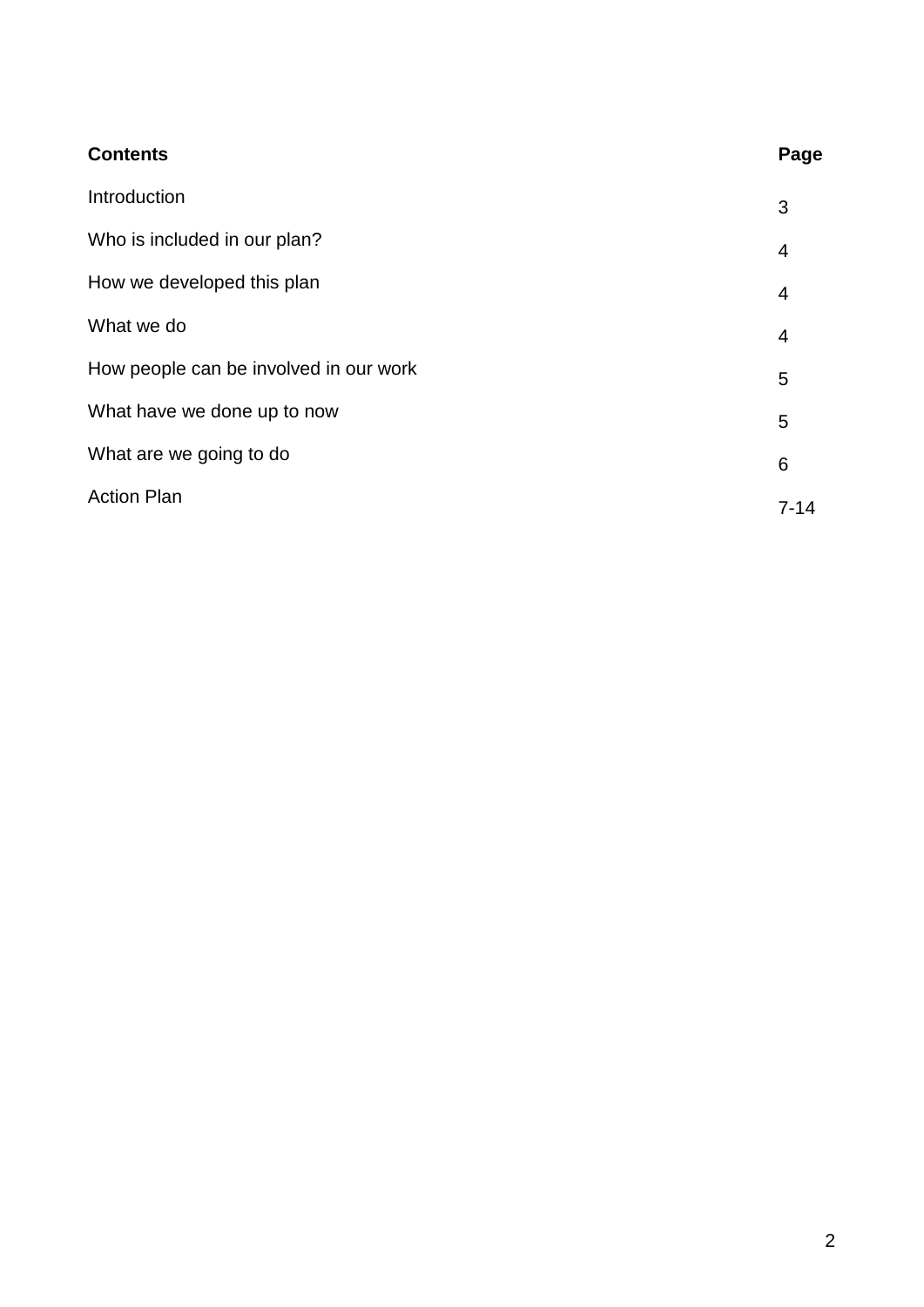| **Contents** | **Page** |
| --- | --- |
| Introduction | 3 |
| Who is included in our plan? | 4 |
| How we developed this plan | 4 |
| What we do | 4 |
| How people can be involved in our work | 5 |
| What have we done up to now | 5 |
| What are we going to do | 6 |
| Action Plan | 7-14 |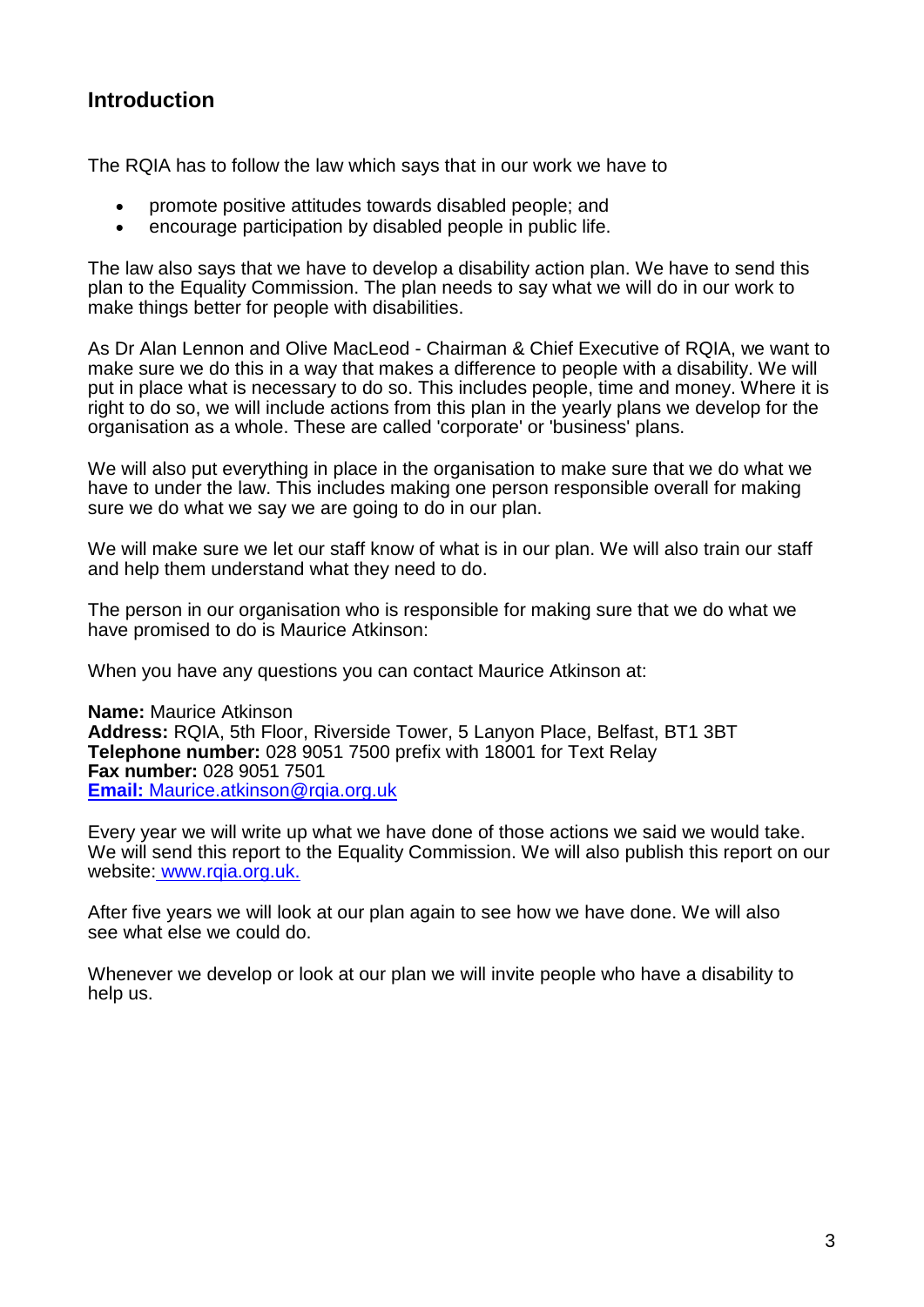## Introduction

The RQIA has to follow the law which says that in our work we have to

- promote positive attitudes towards disabled people; and
- encourage participation by disabled people in public life.

The law also says that we have to develop a disability action plan. We have to send this plan to the Equality Commission. The plan needs to say what we will do in our work to make things better for people with disabilities.

As Dr Alan Lennon and Olive MacLeod - Chairman & Chief Executive of RQIA, we want to make sure we do this in a way that makes a difference to people with a disability. We will put in place what is necessary to do so. This includes people, time and money. Where it is right to do so, we will include actions from this plan in the yearly plans we develop for the organisation as a whole. These are called 'corporate' or 'business' plans.

We will also put everything in place in the organisation to make sure that we do what we have to under the law. This includes making one person responsible overall for making sure we do what we say we are going to do in our plan.

We will make sure we let our staff know of what is in our plan. We will also train our staff and help them understand what they need to do.

The person in our organisation who is responsible for making sure that we do what we have promised to do is Maurice Atkinson:

When you have any questions you can contact Maurice Atkinson at:

**Name:** Maurice Atkinson
**Address:** RQIA, 5th Floor, Riverside Tower, 5 Lanyon Place, Belfast, BT1 3BT
**Telephone number:** 028 9051 7500 prefix with 18001 for Text Relay
**Fax number:** 028 9051 7501
**Email:** Maurice.atkinson@rqia.org.uk

Every year we will write up what we have done of those actions we said we would take. We will send this report to the Equality Commission. We will also publish this report on our website: www.rqia.org.uk.

After five years we will look at our plan again to see how we have done. We will also see what else we could do.

Whenever we develop or look at our plan we will invite people who have a disability to help us.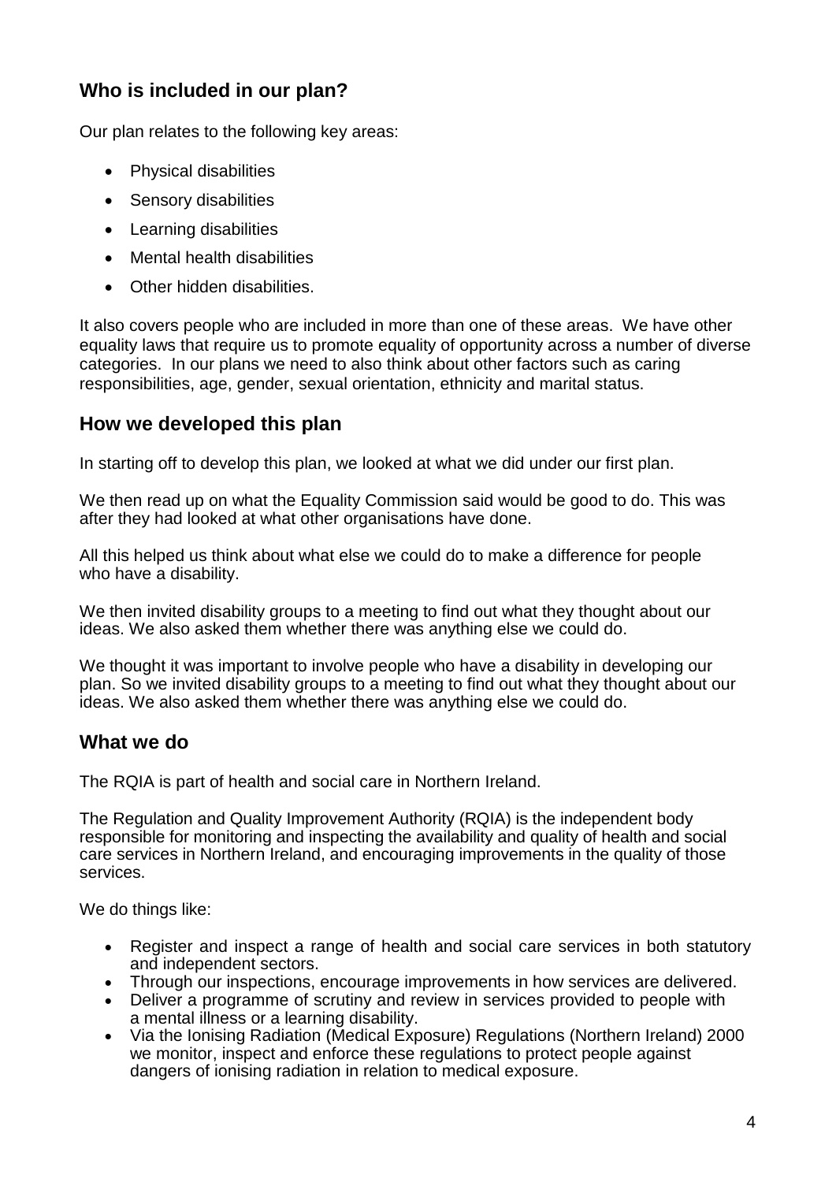## Who is included in our plan?

Our plan relates to the following key areas:

- Physical disabilities
- Sensory disabilities
- Learning disabilities
- Mental health disabilities
- Other hidden disabilities.

It also covers people who are included in more than one of these areas. We have other equality laws that require us to promote equality of opportunity across a number of diverse categories. In our plans we need to also think about other factors such as caring responsibilities, age, gender, sexual orientation, ethnicity and marital status.

## How we developed this plan

In starting off to develop this plan, we looked at what we did under our first plan.

We then read up on what the Equality Commission said would be good to do. This was after they had looked at what other organisations have done.

All this helped us think about what else we could do to make a difference for people who have a disability.

We then invited disability groups to a meeting to find out what they thought about our ideas. We also asked them whether there was anything else we could do.

We thought it was important to involve people who have a disability in developing our plan. So we invited disability groups to a meeting to find out what they thought about our ideas. We also asked them whether there was anything else we could do.

## What we do

The RQIA is part of health and social care in Northern Ireland.

The Regulation and Quality Improvement Authority (RQIA) is the independent body responsible for monitoring and inspecting the availability and quality of health and social care services in Northern Ireland, and encouraging improvements in the quality of those services.

We do things like:

- Register and inspect a range of health and social care services in both statutory and independent sectors.
- Through our inspections, encourage improvements in how services are delivered.
- Deliver a programme of scrutiny and review in services provided to people with a mental illness or a learning disability.
- Via the Ionising Radiation (Medical Exposure) Regulations (Northern Ireland) 2000 we monitor, inspect and enforce these regulations to protect people against dangers of ionising radiation in relation to medical exposure.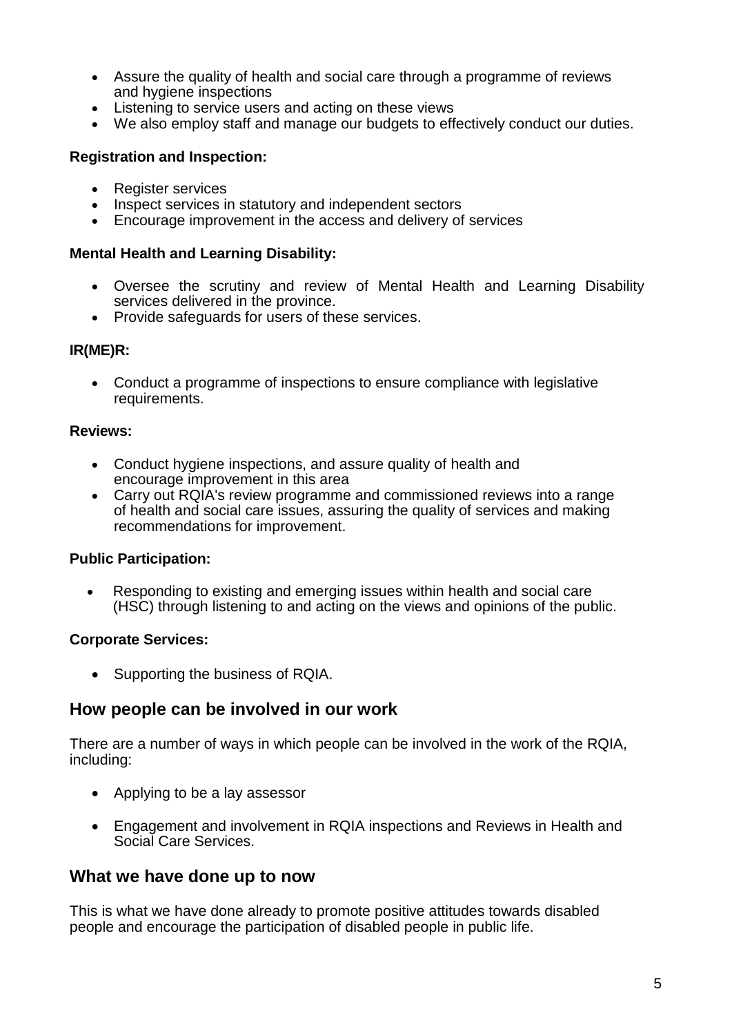- Assure the quality of health and social care through a programme of reviews and hygiene inspections
- Listening to service users and acting on these views
- We also employ staff and manage our budgets to effectively conduct our duties.

**Registration and Inspection:**

- Register services
- Inspect services in statutory and independent sectors
- Encourage improvement in the access and delivery of services

**Mental Health and Learning Disability:**

- Oversee the scrutiny and review of Mental Health and Learning Disability services delivered in the province.
- Provide safeguards for users of these services.

**IR(ME)R:**

- Conduct a programme of inspections to ensure compliance with legislative requirements.

**Reviews:**

- Conduct hygiene inspections, and assure quality of health and encourage improvement in this area
- Carry out RQIA's review programme and commissioned reviews into a range of health and social care issues, assuring the quality of services and making recommendations for improvement.

**Public Participation:**

- Responding to existing and emerging issues within health and social care (HSC) through listening to and acting on the views and opinions of the public.

**Corporate Services:**

- Supporting the business of RQIA.

## How people can be involved in our work

There are a number of ways in which people can be involved in the work of the RQIA, including:

- Applying to be a lay assessor
- Engagement and involvement in RQIA inspections and Reviews in Health and Social Care Services.

## What we have done up to now

This is what we have done already to promote positive attitudes towards disabled people and encourage the participation of disabled people in public life.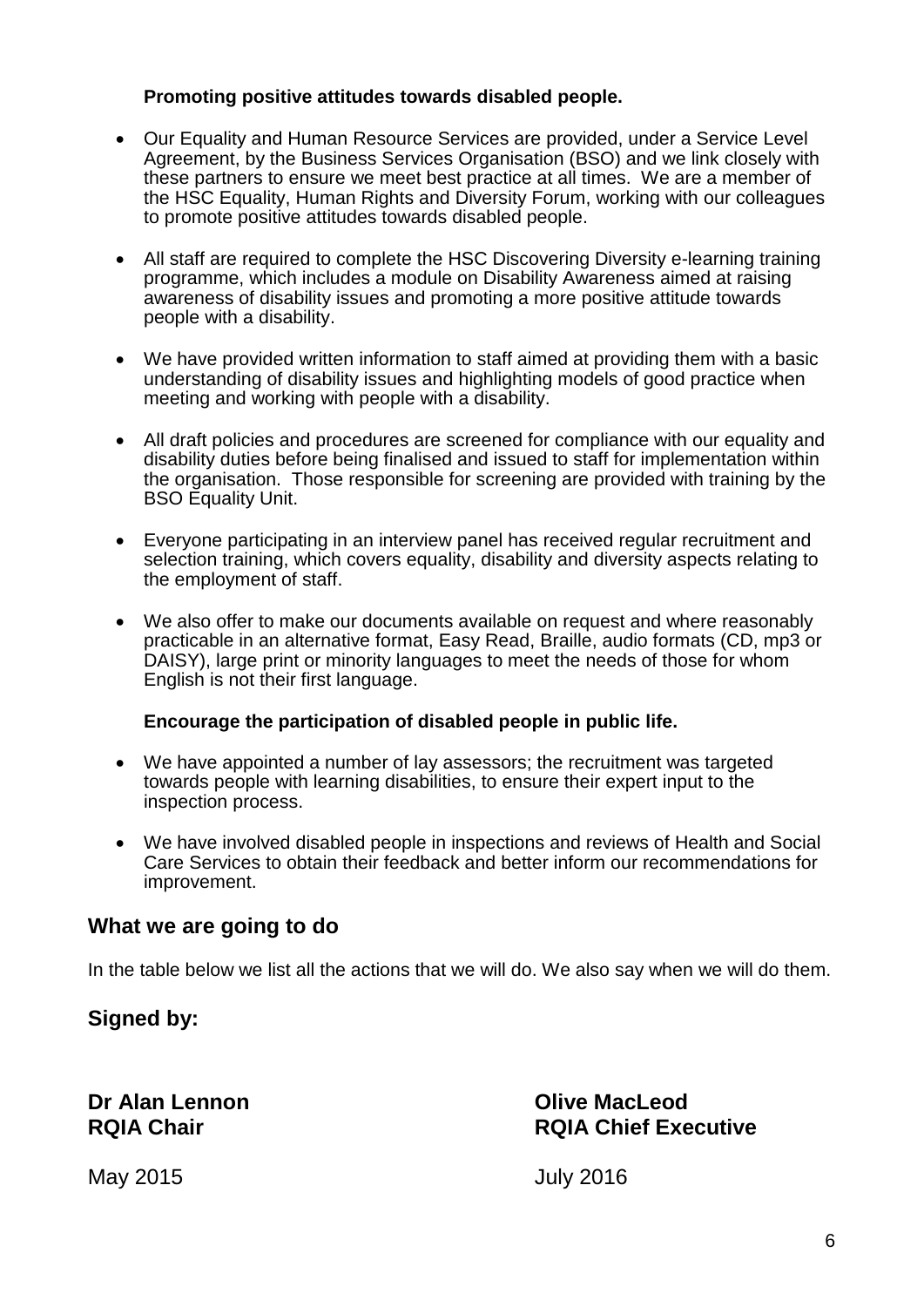**Promoting positive attitudes towards disabled people.**

- Our Equality and Human Resource Services are provided, under a Service Level Agreement, by the Business Services Organisation (BSO) and we link closely with these partners to ensure we meet best practice at all times. We are a member of the HSC Equality, Human Rights and Diversity Forum, working with our colleagues to promote positive attitudes towards disabled people.

- All staff are required to complete the HSC Discovering Diversity e-learning training programme, which includes a module on Disability Awareness aimed at raising awareness of disability issues and promoting a more positive attitude towards people with a disability.

- We have provided written information to staff aimed at providing them with a basic understanding of disability issues and highlighting models of good practice when meeting and working with people with a disability.

- All draft policies and procedures are screened for compliance with our equality and disability duties before being finalised and issued to staff for implementation within the organisation. Those responsible for screening are provided with training by the BSO Equality Unit.

- Everyone participating in an interview panel has received regular recruitment and selection training, which covers equality, disability and diversity aspects relating to the employment of staff.

- We also offer to make our documents available on request and where reasonably practicable in an alternative format, Easy Read, Braille, audio formats (CD, mp3 or DAISY), large print or minority languages to meet the needs of those for whom English is not their first language.

**Encourage the participation of disabled people in public life.**

- We have appointed a number of lay assessors; the recruitment was targeted towards people with learning disabilities, to ensure their expert input to the inspection process.

- We have involved disabled people in inspections and reviews of Health and Social Care Services to obtain their feedback and better inform our recommendations for improvement.

## What we are going to do

In the table below we list all the actions that we will do. We also say when we will do them.

## Signed by:

**Dr Alan Lennon**
**RQIA Chair**

May 2015

**Olive MacLeod**
**RQIA Chief Executive**

July 2016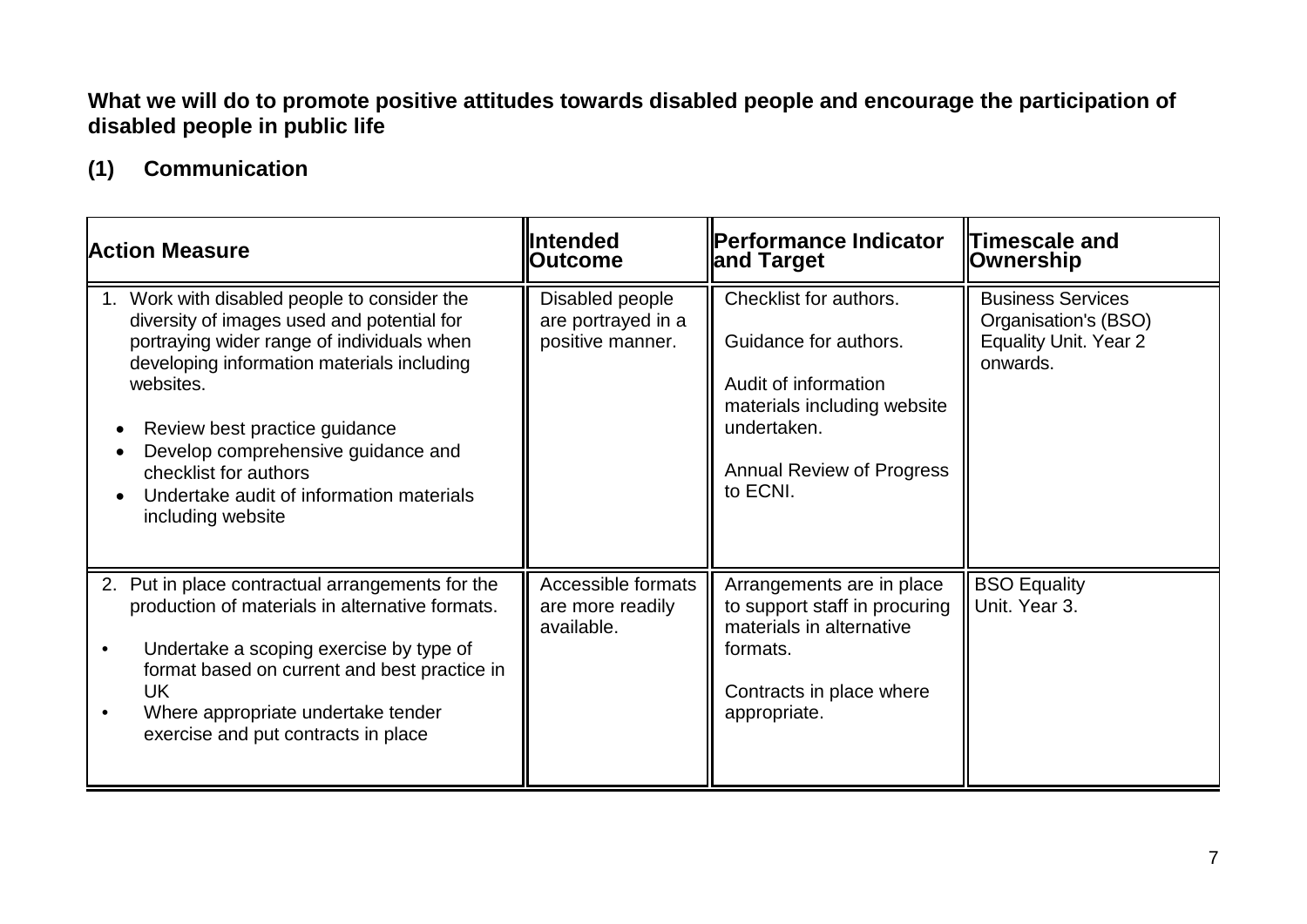**What we will do to promote positive attitudes towards disabled people and encourage the participation of disabled people in public life**

## (1) Communication

| Action Measure | Intended Outcome | Performance Indicator and Target | Timescale and Ownership |
|---|---|---|---|
| 1. Work with disabled people to consider the diversity of images used and potential for portraying wider range of individuals when developing information materials including websites.<br><br>• Review best practice guidance<br>• Develop comprehensive guidance and checklist for authors<br>• Undertake audit of information materials including website | Disabled people are portrayed in a positive manner. | Checklist for authors.<br><br>Guidance for authors.<br><br>Audit of information materials including website undertaken.<br><br>Annual Review of Progress to ECNI. | Business Services Organisation's (BSO) Equality Unit. Year 2 onwards. |
| 2. Put in place contractual arrangements for the production of materials in alternative formats.<br><br>• Undertake a scoping exercise by type of format based on current and best practice in UK<br>• Where appropriate undertake tender exercise and put contracts in place | Accessible formats are more readily available. | Arrangements are in place to support staff in procuring materials in alternative formats.<br><br>Contracts in place where appropriate. | BSO Equality Unit. Year 3. |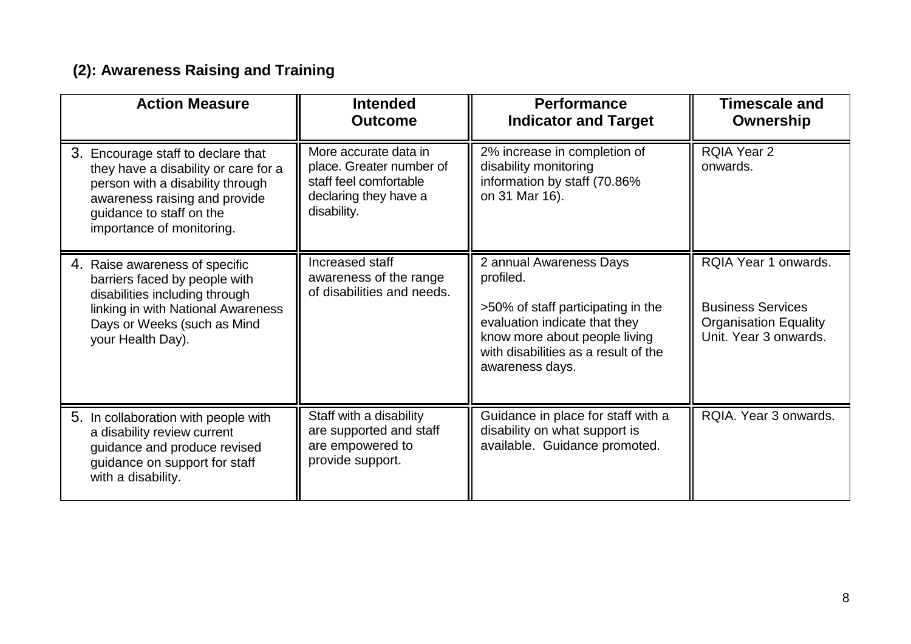## (2): Awareness Raising and Training

| Action Measure | Intended Outcome | Performance Indicator and Target | Timescale and Ownership |
|---|---|---|---|
| 3. Encourage staff to declare that they have a disability or care for a person with a disability through awareness raising and provide guidance to staff on the importance of monitoring. | More accurate data in place. Greater number of staff feel comfortable declaring they have a disability. | 2% increase in completion of disability monitoring information by staff (70.86% on 31 Mar 16). | RQIA Year 2 onwards. |
| 4. Raise awareness of specific barriers faced by people with disabilities including through linking in with National Awareness Days or Weeks (such as Mind your Health Day). | Increased staff awareness of the range of disabilities and needs. | 2 annual Awareness Days profiled.<br><br>>50% of staff participating in the evaluation indicate that they know more about people living with disabilities as a result of the awareness days. | RQIA Year 1 onwards.<br><br>Business Services Organisation Equality Unit. Year 3 onwards. |
| 5. In collaboration with people with a disability review current guidance and produce revised guidance on support for staff with a disability. | Staff with a disability are supported and staff are empowered to provide support. | Guidance in place for staff with a disability on what support is available. Guidance promoted. | RQIA. Year 3 onwards. |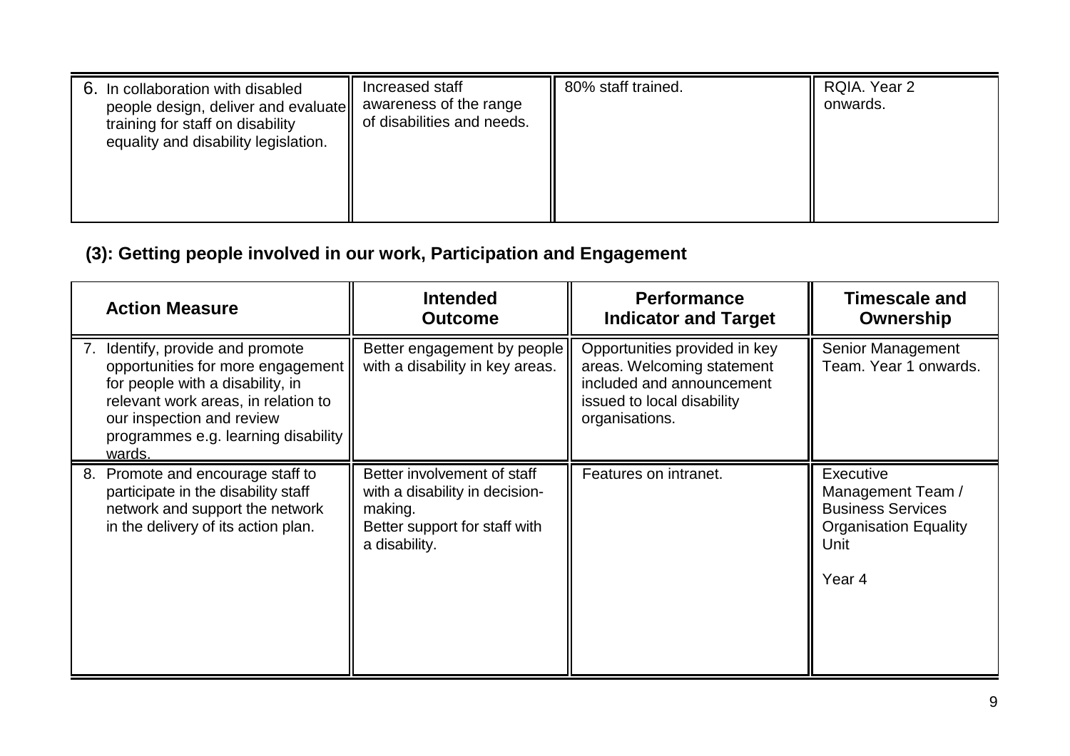| | | | |
|---|---|---|---|
| 6. In collaboration with disabled people design, deliver and evaluate training for staff on disability equality and disability legislation. | Increased staff awareness of the range of disabilities and needs. | 80% staff trained. | RQIA. Year 2 onwards. |

**(3): Getting people involved in our work, Participation and Engagement**

| Action Measure | Intended Outcome | Performance Indicator and Target | Timescale and Ownership |
|---|---|---|---|
| 7. Identify, provide and promote opportunities for more engagement for people with a disability, in relevant work areas, in relation to our inspection and review programmes e.g. learning disability wards. | Better engagement by people with a disability in key areas. | Opportunities provided in key areas. Welcoming statement included and announcement issued to local disability organisations. | Senior Management Team. Year 1 onwards. |
| 8. Promote and encourage staff to participate in the disability staff network and support the network in the delivery of its action plan. | Better involvement of staff with a disability in decision-making.<br>Better support for staff with a disability. | Features on intranet. | Executive Management Team / Business Services Organisation Equality Unit<br><br>Year 4 |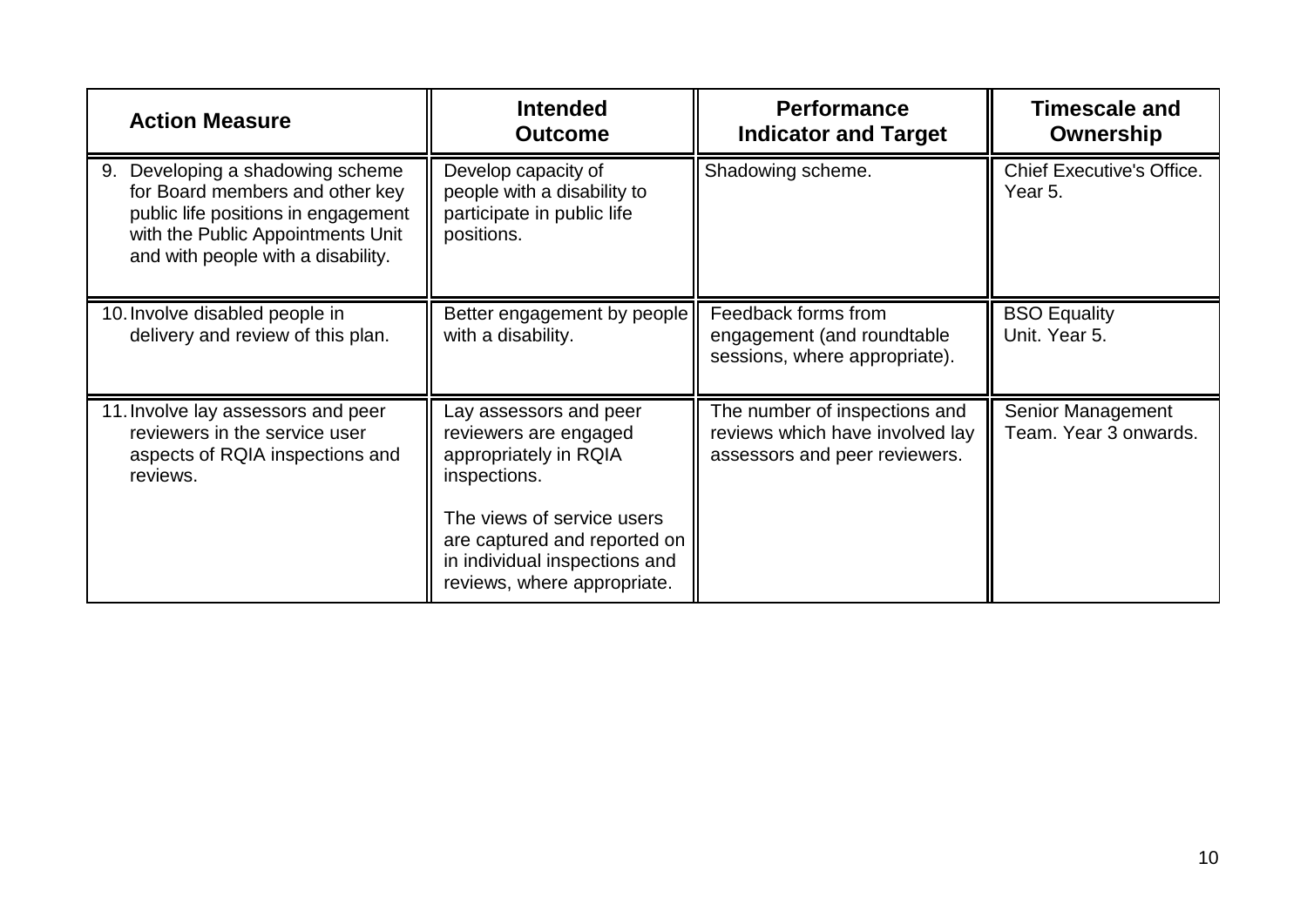| Action Measure | Intended Outcome | Performance Indicator and Target | Timescale and Ownership |
|---|---|---|---|
| 9. Developing a shadowing scheme for Board members and other key public life positions in engagement with the Public Appointments Unit and with people with a disability. | Develop capacity of people with a disability to participate in public life positions. | Shadowing scheme. | Chief Executive's Office. Year 5. |
| 10. Involve disabled people in delivery and review of this plan. | Better engagement by people with a disability. | Feedback forms from engagement (and roundtable sessions, where appropriate). | BSO Equality Unit. Year 5. |
| 11. Involve lay assessors and peer reviewers in the service user aspects of RQIA inspections and reviews. | Lay assessors and peer reviewers are engaged appropriately in RQIA inspections.<br><br>The views of service users are captured and reported on in individual inspections and reviews, where appropriate. | The number of inspections and reviews which have involved lay assessors and peer reviewers. | Senior Management Team. Year 3 onwards. |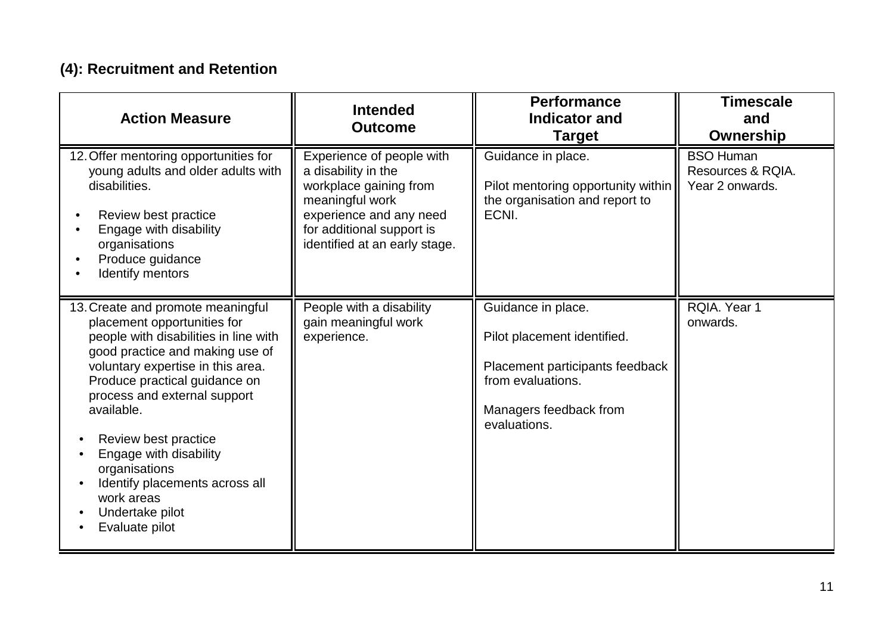### (4): Recruitment and Retention

| Action Measure | Intended Outcome | Performance Indicator and Target | Timescale and Ownership |
|---|---|---|---|
| 12. Offer mentoring opportunities for young adults and older adults with disabilities.<br><br>• Review best practice<br>• Engage with disability organisations<br>• Produce guidance<br>• Identify mentors | Experience of people with a disability in the workplace gaining from meaningful work experience and any need for additional support is identified at an early stage. | Guidance in place.<br><br>Pilot mentoring opportunity within the organisation and report to ECNI. | BSO Human Resources & RQIA. Year 2 onwards. |
| 13. Create and promote meaningful placement opportunities for people with disabilities in line with good practice and making use of voluntary expertise in this area. Produce practical guidance on process and external support available.<br><br>• Review best practice<br>• Engage with disability organisations<br>• Identify placements across all work areas<br>• Undertake pilot<br>• Evaluate pilot | People with a disability gain meaningful work experience. | Guidance in place.<br><br>Pilot placement identified.<br><br>Placement participants feedback from evaluations.<br><br>Managers feedback from evaluations. | RQIA. Year 1 onwards. |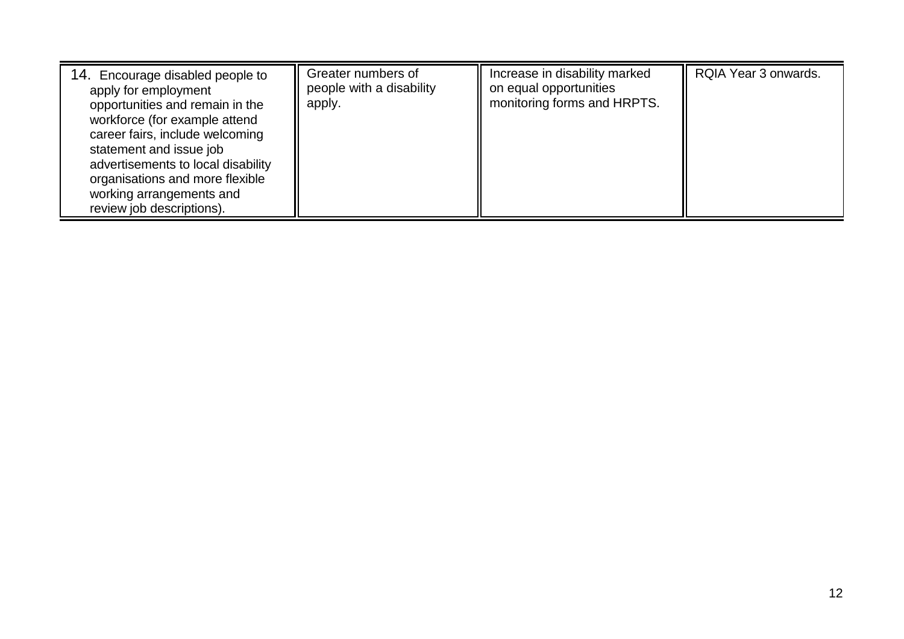| | | | |
|---|---|---|---|
| 14. Encourage disabled people to apply for employment opportunities and remain in the workforce (for example attend career fairs, include welcoming statement and issue job advertisements to local disability organisations and more flexible working arrangements and review job descriptions). | Greater numbers of people with a disability apply. | Increase in disability marked on equal opportunities monitoring forms and HRPTS. | RQIA Year 3 onwards. |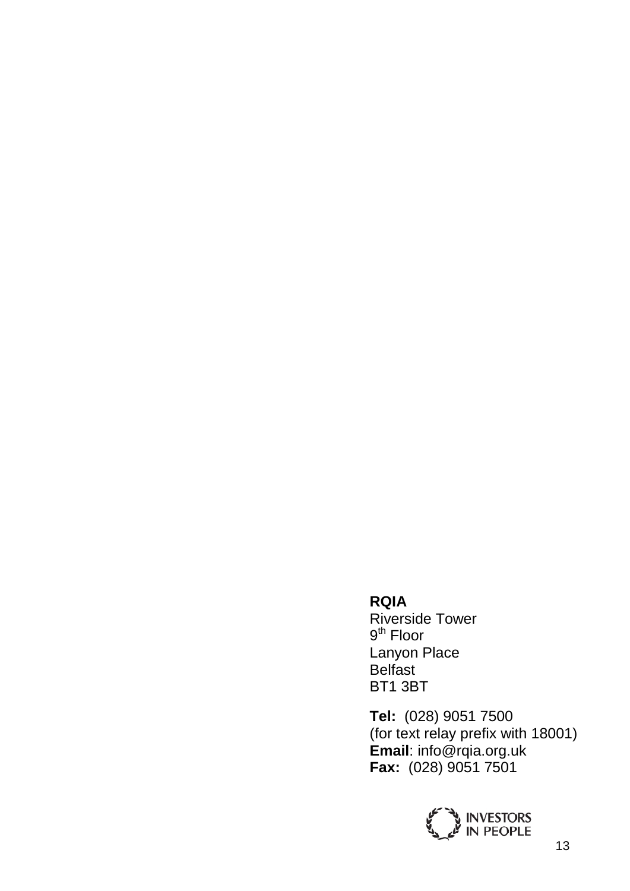**RQIA**
Riverside Tower
9th Floor
Lanyon Place
Belfast
BT1 3BT

**Tel:** (028) 9051 7500
(for text relay prefix with 18001)
**Email**: info@rqia.org.uk
**Fax:** (028) 9051 7501

INVESTORS IN PEOPLE